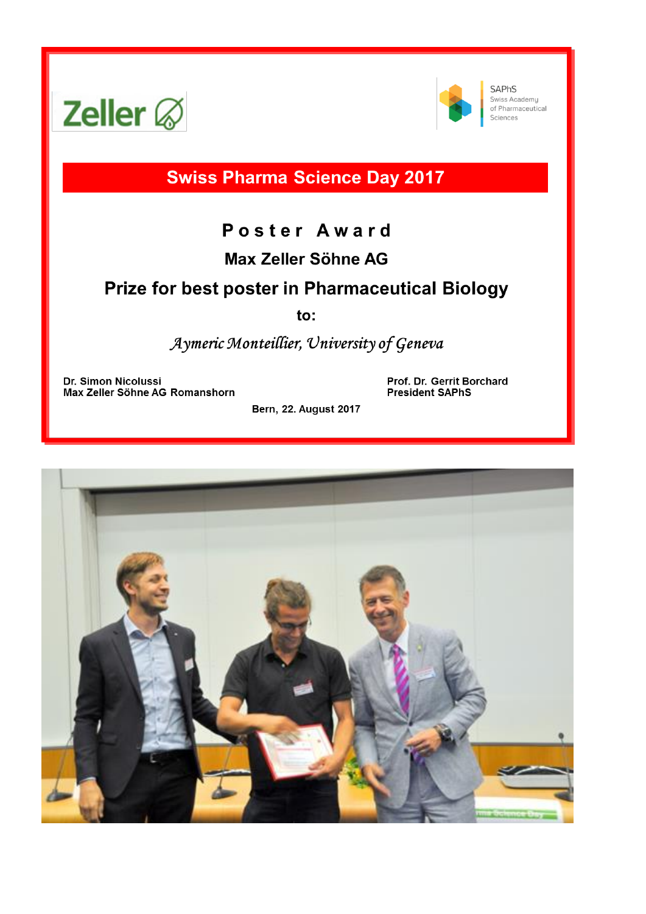Zeller

SAPhS
Swiss Academy of Pharmaceutical Sciences

## Swiss Pharma Science Day 2017

# Poster Award

### Max Zeller Söhne AG

### Prize for best poster in Pharmaceutical Biology

**to:**

*Aymeric Monteillier, University of Geneva*

**Dr. Simon Nicolussi**
**Max Zeller Söhne AG Romanshorn**

**Prof. Dr. Gerrit Borchard**
**President SAPhS**

**Bern, 22. August 2017**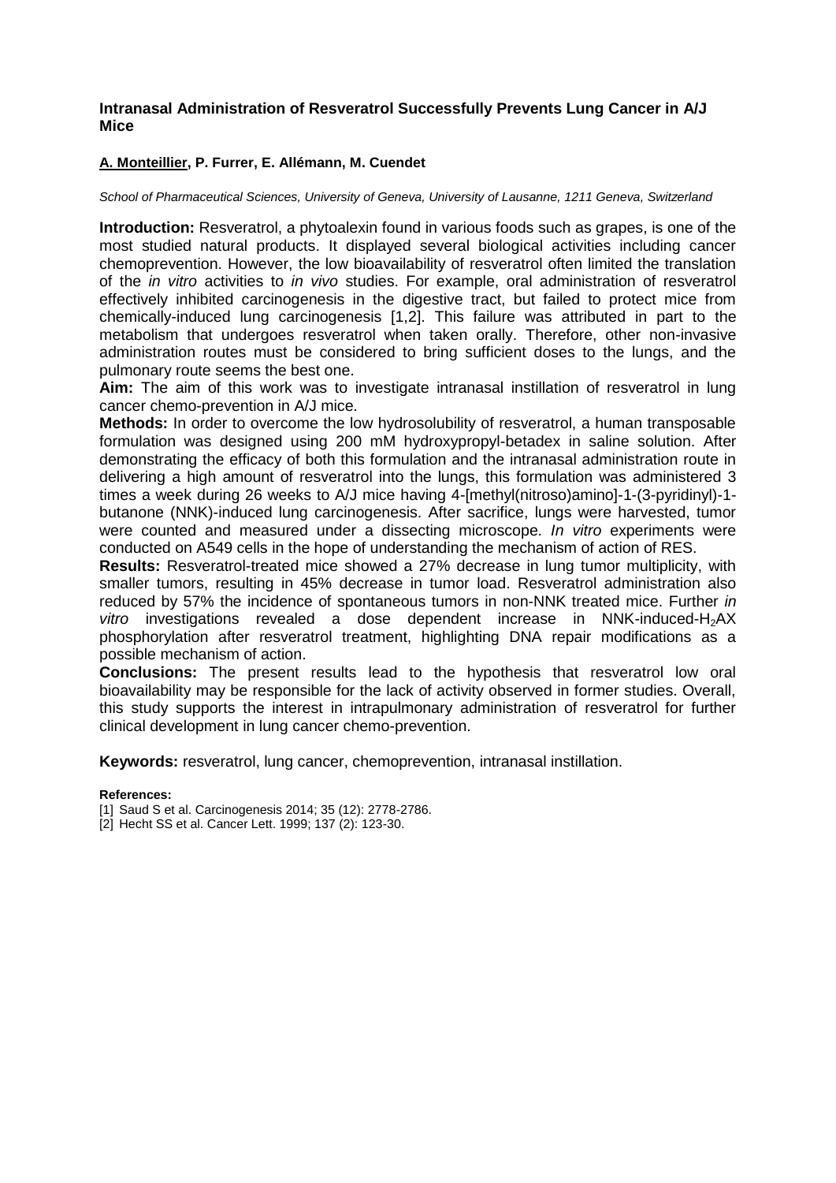# Intranasal Administration of Resveratrol Successfully Prevents Lung Cancer in A/J Mice

**A. Monteillier, P. Furrer, E. Allémann, M. Cuendet**

*School of Pharmaceutical Sciences, University of Geneva, University of Lausanne, 1211 Geneva, Switzerland*

**Introduction:** Resveratrol, a phytoalexin found in various foods such as grapes, is one of the most studied natural products. It displayed several biological activities including cancer chemoprevention. However, the low bioavailability of resveratrol often limited the translation of the *in vitro* activities to *in vivo* studies. For example, oral administration of resveratrol effectively inhibited carcinogenesis in the digestive tract, but failed to protect mice from chemically-induced lung carcinogenesis [1,2]. This failure was attributed in part to the metabolism that undergoes resveratrol when taken orally. Therefore, other non-invasive administration routes must be considered to bring sufficient doses to the lungs, and the pulmonary route seems the best one.

**Aim:** The aim of this work was to investigate intranasal instillation of resveratrol in lung cancer chemo-prevention in A/J mice.

**Methods:** In order to overcome the low hydrosolubility of resveratrol, a human transposable formulation was designed using 200 mM hydroxypropyl-betadex in saline solution. After demonstrating the efficacy of both this formulation and the intranasal administration route in delivering a high amount of resveratrol into the lungs, this formulation was administered 3 times a week during 26 weeks to A/J mice having 4-[methyl(nitroso)amino]-1-(3-pyridinyl)-1-butanone (NNK)-induced lung carcinogenesis. After sacrifice, lungs were harvested, tumor were counted and measured under a dissecting microscope. *In vitro* experiments were conducted on A549 cells in the hope of understanding the mechanism of action of RES.

**Results:** Resveratrol-treated mice showed a 27% decrease in lung tumor multiplicity, with smaller tumors, resulting in 45% decrease in tumor load. Resveratrol administration also reduced by 57% the incidence of spontaneous tumors in non-NNK treated mice. Further *in vitro* investigations revealed a dose dependent increase in NNK-induced-$H_2AX$ phosphorylation after resveratrol treatment, highlighting DNA repair modifications as a possible mechanism of action.

**Conclusions:** The present results lead to the hypothesis that resveratrol low oral bioavailability may be responsible for the lack of activity observed in former studies. Overall, this study supports the interest in intrapulmonary administration of resveratrol for further clinical development in lung cancer chemo-prevention.

**Keywords:** resveratrol, lung cancer, chemoprevention, intranasal instillation.

**References:**

[1] Saud S et al. Carcinogenesis 2014; 35 (12): 2778-2786.

[2] Hecht SS et al. Cancer Lett. 1999; 137 (2): 123-30.